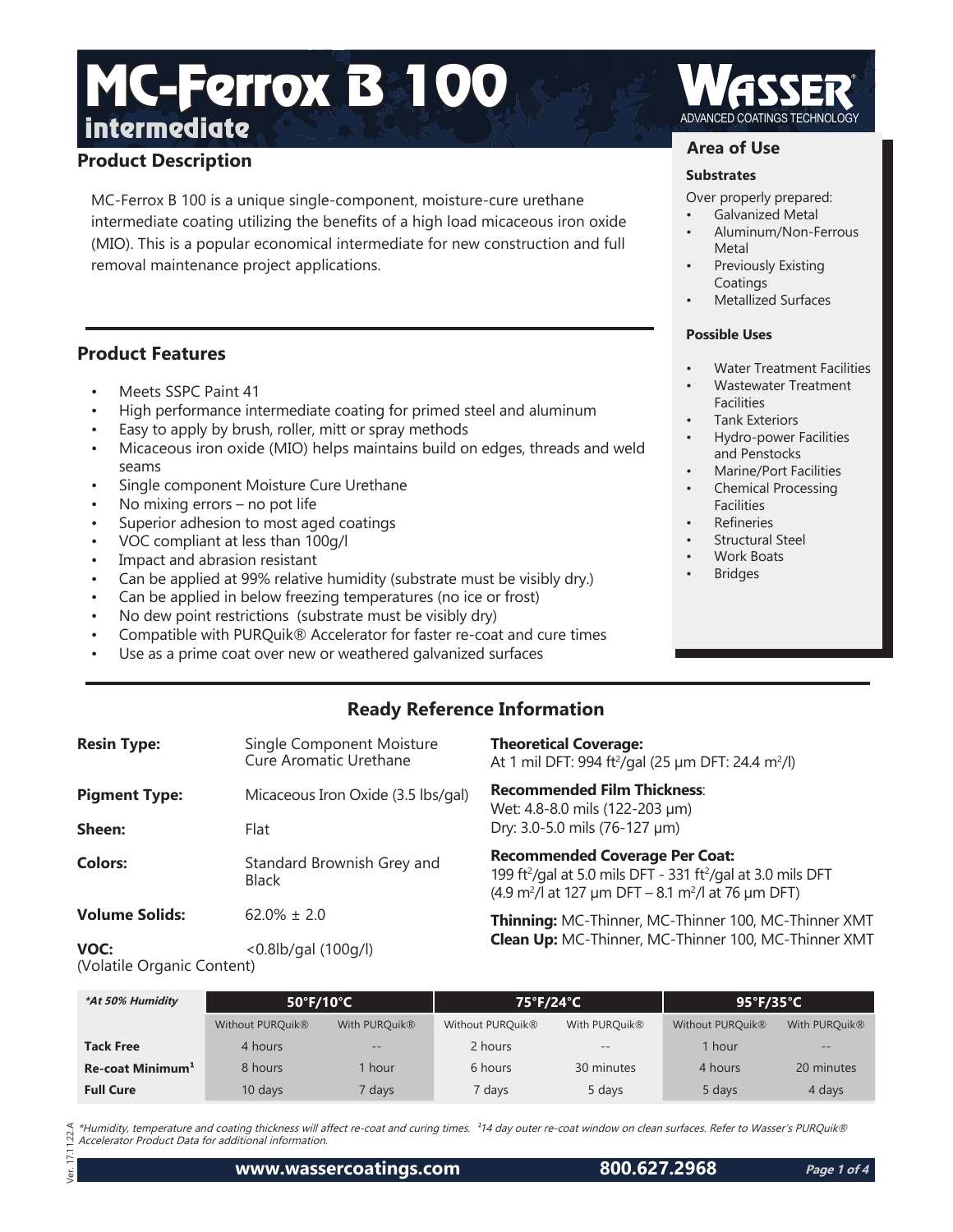# MC-Ferrox B 100

## intermediate

WASSER® ADVANCED COATINGS TECHNOLOGY

## Product Description

MC-Ferrox B 100 is a unique single-component, moisture-cure urethane intermediate coating utilizing the benefits of a high load micaceous iron oxide (MIO). This is a popular economical intermediate for new construction and full removal maintenance project applications.

## Product Features

- Meets SSPC Paint 41
- High performance intermediate coating for primed steel and aluminum
- Easy to apply by brush, roller, mitt or spray methods
- Micaceous iron oxide (MIO) helps maintains build on edges, threads and weld seams
- Single component Moisture Cure Urethane
- No mixing errors – no pot life
- Superior adhesion to most aged coatings
- VOC compliant at less than 100g/l
- Impact and abrasion resistant
- Can be applied at 99% relative humidity (substrate must be visibly dry.)
- Can be applied in below freezing temperatures (no ice or frost)
- No dew point restrictions (substrate must be visibly dry)
- Compatible with PURQuik® Accelerator for faster re-coat and cure times
- Use as a prime coat over new or weathered galvanized surfaces

## Area of Use

### Substrates

Over properly prepared:

- Galvanized Metal
- Aluminum/Non-Ferrous Metal
- Previously Existing Coatings
- Metallized Surfaces

### Possible Uses

- Water Treatment Facilities
- Wastewater Treatment Facilities
- Tank Exteriors
- Hydro-power Facilities and Penstocks
- Marine/Port Facilities
- Chemical Processing Facilities
- Refineries
- Structural Steel
- Work Boats
- Bridges

## Ready Reference Information

**Resin Type:** Single Component Moisture Cure Aromatic Urethane

**Pigment Type:** Micaceous Iron Oxide (3.5 lbs/gal)

**Sheen:** Flat

**Colors:** Standard Brownish Grey and Black

**Volume Solids:** 62.0% ± 2.0

**VOC:** (Volatile Organic Content) <0.8lb/gal (100g/l)

**Theoretical Coverage:**
At 1 mil DFT: 994 ft²/gal (25 µm DFT: 24.4 m²/l)

**Recommended Film Thickness**:
Wet: 4.8-8.0 mils (122-203 µm)
Dry: 3.0-5.0 mils (76-127 µm)

**Recommended Coverage Per Coat:**
199 ft²/gal at 5.0 mils DFT - 331 ft²/gal at 3.0 mils DFT
(4.9 m²/l at 127 µm DFT – 8.1 m²/l at 76 µm DFT)

**Thinning:** MC-Thinner, MC-Thinner 100, MC-Thinner XMT
**Clean Up:** MC-Thinner, MC-Thinner 100, MC-Thinner XMT

| *\*At 50% Humidity* | 50°F/10°C | | 75°F/24°C | | 95°F/35°C | |
|---|---|---|---|---|---|---|
| | Without PURQuik® | With PURQuik® | Without PURQuik® | With PURQuik® | Without PURQuik® | With PURQuik® |
| **Tack Free** | 4 hours | -- | 2 hours | -- | 1 hour | -- |
| **Re-coat Minimum[1]** | 8 hours | 1 hour | 6 hours | 30 minutes | 4 hours | 20 minutes |
| **Full Cure** | 10 days | 7 days | 7 days | 5 days | 5 days | 4 days |

*\*Humidity, temperature and coating thickness will affect re-coat and curing times. [1]14 day outer re-coat window on clean surfaces. Refer to Wasser's PURQuik® Accelerator Product Data for additional information.*

Ver. 17.11.22.A

www.wassercoatings.com 800.627.2968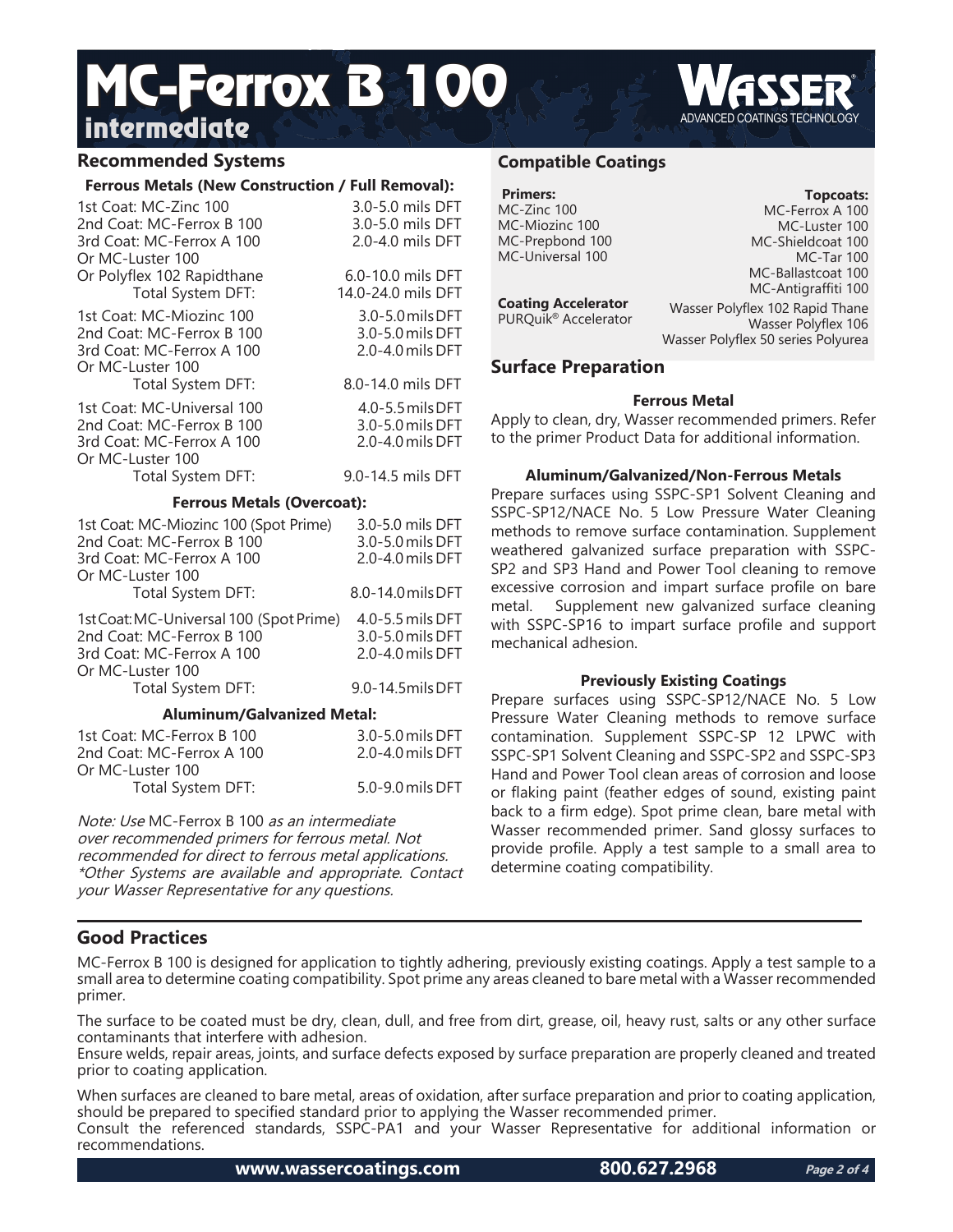# MC-Ferrox B 100

## intermediate

## Recommended Systems

### Ferrous Metals (New Construction / Full Removal):

| | |
|---|---|
| 1st Coat: MC-Zinc 100 | 3.0-5.0 mils DFT |
| 2nd Coat: MC-Ferrox B 100 | 3.0-5.0 mils DFT |
| 3rd Coat: MC-Ferrox A 100 | 2.0-4.0 mils DFT |
| Or MC-Luster 100 | |
| Or Polyflex 102 Rapidthane | 6.0-10.0 mils DFT |
| Total System DFT: | 14.0-24.0 mils DFT |

| | |
|---|---|
| 1st Coat: MC-Miozinc 100 | 3.0-5.0 mils DFT |
| 2nd Coat: MC-Ferrox B 100 | 3.0-5.0 mils DFT |
| 3rd Coat: MC-Ferrox A 100 | 2.0-4.0 mils DFT |
| Or MC-Luster 100 | |
| Total System DFT: | 8.0-14.0 mils DFT |

| | |
|---|---|
| 1st Coat: MC-Universal 100 | 4.0-5.5 mils DFT |
| 2nd Coat: MC-Ferrox B 100 | 3.0-5.0 mils DFT |
| 3rd Coat: MC-Ferrox A 100 | 2.0-4.0 mils DFT |
| Or MC-Luster 100 | |
| Total System DFT: | 9.0-14.5 mils DFT |

### Ferrous Metals (Overcoat):

| | |
|---|---|
| 1st Coat: MC-Miozinc 100 (Spot Prime) | 3.0-5.0 mils DFT |
| 2nd Coat: MC-Ferrox B 100 | 3.0-5.0 mils DFT |
| 3rd Coat: MC-Ferrox A 100 | 2.0-4.0 mils DFT |
| Or MC-Luster 100 | |
| Total System DFT: | 8.0-14.0 mils DFT |

| | |
|---|---|
| 1st Coat: MC-Universal 100 (Spot Prime) | 4.0-5.5 mils DFT |
| 2nd Coat: MC-Ferrox B 100 | 3.0-5.0 mils DFT |
| 3rd Coat: MC-Ferrox A 100 | 2.0-4.0 mils DFT |
| Or MC-Luster 100 | |
| Total System DFT: | 9.0-14.5 mils DFT |

### Aluminum/Galvanized Metal:

| | |
|---|---|
| 1st Coat: MC-Ferrox B 100 | 3.0-5.0 mils DFT |
| 2nd Coat: MC-Ferrox A 100 | 2.0-4.0 mils DFT |
| Or MC-Luster 100 | |
| Total System DFT: | 5.0-9.0 mils DFT |

*Note: Use* MC-Ferrox B 100 *as an intermediate over recommended primers for ferrous metal. Not recommended for direct to ferrous metal applications. \*Other Systems are available and appropriate. Contact your Wasser Representative for any questions.*

## Compatible Coatings

**Primers:**
MC-Zinc 100
MC-Miozinc 100
MC-Prepbond 100
MC-Universal 100

**Topcoats:**
MC-Ferrox A 100
MC-Luster 100
MC-Shieldcoat 100
MC-Tar 100
MC-Ballastcoat 100
MC-Antigraffiti 100
Wasser Polyflex 102 Rapid Thane
Wasser Polyflex 106
Wasser Polyflex 50 series Polyurea

**Coating Accelerator**
PURQuik® Accelerator

## Surface Preparation

### Ferrous Metal

Apply to clean, dry, Wasser recommended primers. Refer to the primer Product Data for additional information.

### Aluminum/Galvanized/Non-Ferrous Metals

Prepare surfaces using SSPC-SP1 Solvent Cleaning and SSPC-SP12/NACE No. 5 Low Pressure Water Cleaning methods to remove surface contamination. Supplement weathered galvanized surface preparation with SSPC-SP2 and SP3 Hand and Power Tool cleaning to remove excessive corrosion and impart surface profile on bare metal. Supplement new galvanized surface cleaning with SSPC-SP16 to impart surface profile and support mechanical adhesion.

### Previously Existing Coatings

Prepare surfaces using SSPC-SP12/NACE No. 5 Low Pressure Water Cleaning methods to remove surface contamination. Supplement SSPC-SP 12 LPWC with SSPC-SP1 Solvent Cleaning and SSPC-SP2 and SSPC-SP3 Hand and Power Tool clean areas of corrosion and loose or flaking paint (feather edges of sound, existing paint back to a firm edge). Spot prime clean, bare metal with Wasser recommended primer. Sand glossy surfaces to provide profile. Apply a test sample to a small area to determine coating compatibility.

## Good Practices

MC-Ferrox B 100 is designed for application to tightly adhering, previously existing coatings. Apply a test sample to a small area to determine coating compatibility. Spot prime any areas cleaned to bare metal with a Wasser recommended primer.

The surface to be coated must be dry, clean, dull, and free from dirt, grease, oil, heavy rust, salts or any other surface contaminants that interfere with adhesion.
Ensure welds, repair areas, joints, and surface defects exposed by surface preparation are properly cleaned and treated prior to coating application.

When surfaces are cleaned to bare metal, areas of oxidation, after surface preparation and prior to coating application, should be prepared to specified standard prior to applying the Wasser recommended primer.
Consult the referenced standards, SSPC-PA1 and your Wasser Representative for additional information or recommendations.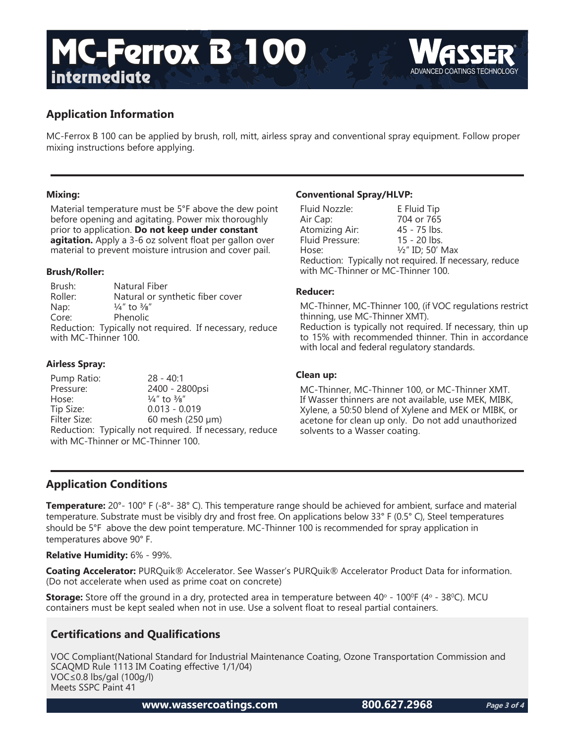# MC-Ferrox B 100 intermediate

WASSER ADVANCED COATINGS TECHNOLOGY

## Application Information

MC-Ferrox B 100 can be applied by brush, roll, mitt, airless spray and conventional spray equipment. Follow proper mixing instructions before applying.

### Mixing:

Material temperature must be 5°F above the dew point before opening and agitating. Power mix thoroughly prior to application. **Do not keep under constant agitation.** Apply a 3-6 oz solvent float per gallon over material to prevent moisture intrusion and cover pail.

### Brush/Roller:

| | |
|---|---|
| Brush: | Natural Fiber |
| Roller: | Natural or synthetic fiber cover |
| Nap: | ¼" to ⅜" |
| Core: | Phenolic |

Reduction: Typically not required. If necessary, reduce with MC-Thinner 100.

### Airless Spray:

| | |
|---|---|
| Pump Ratio: | 28 - 40:1 |
| Pressure: | 2400 - 2800psi |
| Hose: | ¼" to ⅜" |
| Tip Size: | 0.013 - 0.019 |
| Filter Size: | 60 mesh (250 μm) |

Reduction: Typically not required. If necessary, reduce with MC-Thinner or MC-Thinner 100.

### Conventional Spray/HLVP:

| | |
|---|---|
| Fluid Nozzle: | E Fluid Tip |
| Air Cap: | 704 or 765 |
| Atomizing Air: | 45 - 75 lbs. |
| Fluid Pressure: | 15 - 20 lbs. |
| Hose: | ½" ID; 50' Max |

Reduction: Typically not required. If necessary, reduce with MC-Thinner or MC-Thinner 100.

### Reducer:

MC-Thinner, MC-Thinner 100, (if VOC regulations restrict thinning, use MC-Thinner XMT).
Reduction is typically not required. If necessary, thin up to 15% with recommended thinner. Thin in accordance with local and federal regulatory standards.

### Clean up:

MC-Thinner, MC-Thinner 100, or MC-Thinner XMT. If Wasser thinners are not available, use MEK, MIBK, Xylene, a 50:50 blend of Xylene and MEK or MIBK, or acetone for clean up only. Do not add unauthorized solvents to a Wasser coating.

## Application Conditions

**Temperature:** 20°- 100° F (-8°- 38° C). This temperature range should be achieved for ambient, surface and material temperature. Substrate must be visibly dry and frost free. On applications below 33° F (0.5° C), Steel temperatures should be 5°F above the dew point temperature. MC-Thinner 100 is recommended for spray application in temperatures above 90° F.

**Relative Humidity:** 6% - 99%.

**Coating Accelerator:** PURQuik® Accelerator. See Wasser's PURQuik® Accelerator Product Data for information. (Do not accelerate when used as prime coat on concrete)

**Storage:** Store off the ground in a dry, protected area in temperature between 40° - 100°F (4° - 38°C). MCU containers must be kept sealed when not in use. Use a solvent float to reseal partial containers.

## Certifications and Qualifications

VOC Compliant(National Standard for Industrial Maintenance Coating, Ozone Transportation Commission and SCAQMD Rule 1113 IM Coating effective 1/1/04)
VOC≤0.8 lbs/gal (100g/l)
Meets SSPC Paint 41

www.wassercoatings.com 800.627.2968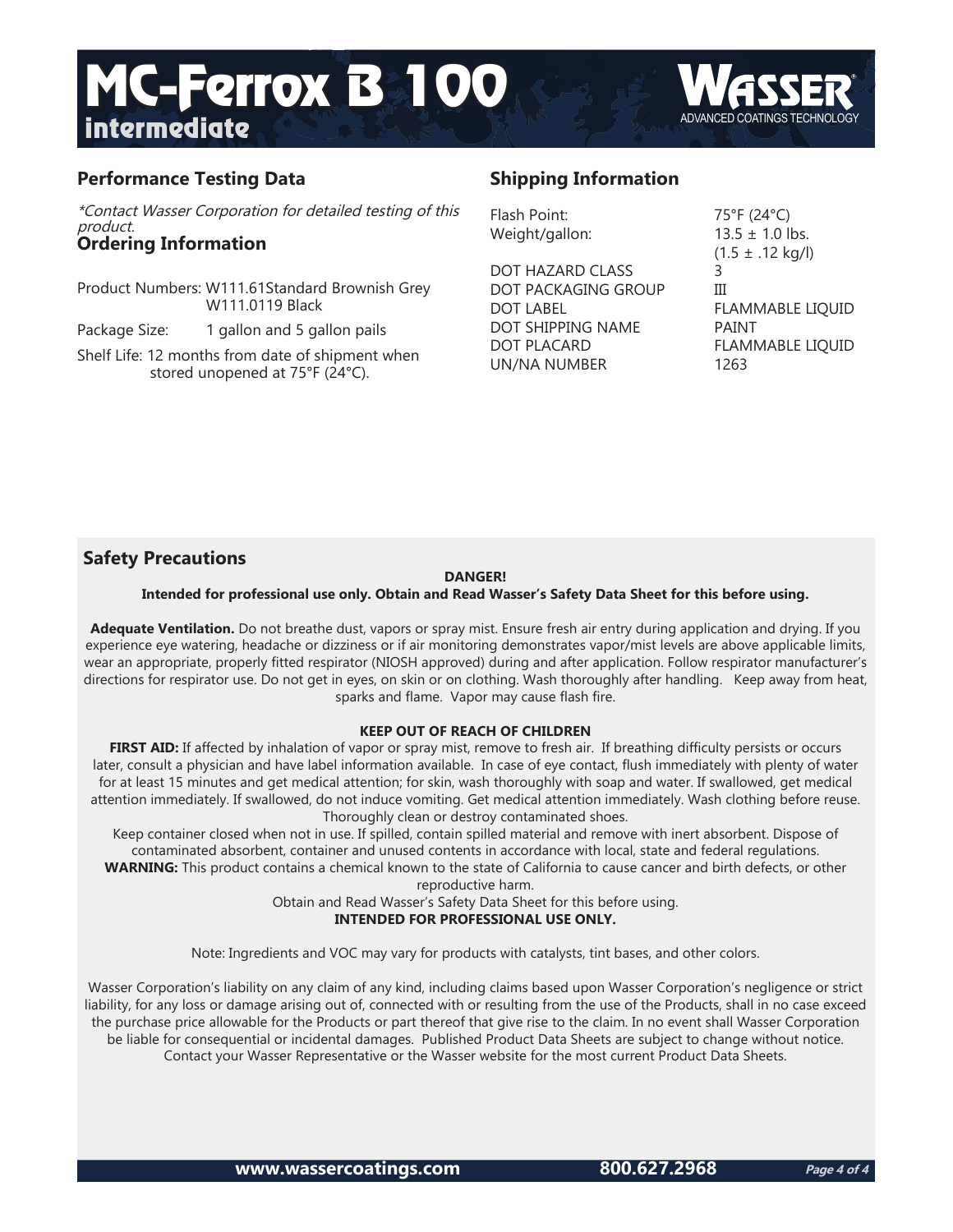# MC-Ferrox B 100 intermediate

## Performance Testing Data

*\*Contact Wasser Corporation for detailed testing of this product.*

## Ordering Information

Product Numbers: W111.61Standard Brownish Grey
W111.0119 Black

Package Size: 1 gallon and 5 gallon pails

Shelf Life: 12 months from date of shipment when stored unopened at 75°F (24°C).

## Shipping Information

| | |
|---|---|
| Flash Point: | 75°F (24°C) |
| Weight/gallon: | 13.5 ± 1.0 lbs. (1.5 ± .12 kg/l) |
| DOT HAZARD CLASS | 3 |
| DOT PACKAGING GROUP | III |
| DOT LABEL | FLAMMABLE LIQUID |
| DOT SHIPPING NAME | PAINT |
| DOT PLACARD | FLAMMABLE LIQUID |
| UN/NA NUMBER | 1263 |

## Safety Precautions

**DANGER!**

**Intended for professional use only. Obtain and Read Wasser's Safety Data Sheet for this before using.**

**Adequate Ventilation.** Do not breathe dust, vapors or spray mist. Ensure fresh air entry during application and drying. If you experience eye watering, headache or dizziness or if air monitoring demonstrates vapor/mist levels are above applicable limits, wear an appropriate, properly fitted respirator (NIOSH approved) during and after application. Follow respirator manufacturer's directions for respirator use. Do not get in eyes, on skin or on clothing. Wash thoroughly after handling. Keep away from heat, sparks and flame. Vapor may cause flash fire.

**KEEP OUT OF REACH OF CHILDREN**

**FIRST AID:** If affected by inhalation of vapor or spray mist, remove to fresh air. If breathing difficulty persists or occurs later, consult a physician and have label information available. In case of eye contact, flush immediately with plenty of water for at least 15 minutes and get medical attention; for skin, wash thoroughly with soap and water. If swallowed, get medical attention immediately. If swallowed, do not induce vomiting. Get medical attention immediately. Wash clothing before reuse. Thoroughly clean or destroy contaminated shoes.

Keep container closed when not in use. If spilled, contain spilled material and remove with inert absorbent. Dispose of contaminated absorbent, container and unused contents in accordance with local, state and federal regulations.

**WARNING:** This product contains a chemical known to the state of California to cause cancer and birth defects, or other reproductive harm.

Obtain and Read Wasser's Safety Data Sheet for this before using.

**INTENDED FOR PROFESSIONAL USE ONLY.**

Note: Ingredients and VOC may vary for products with catalysts, tint bases, and other colors.

Wasser Corporation's liability on any claim of any kind, including claims based upon Wasser Corporation's negligence or strict liability, for any loss or damage arising out of, connected with or resulting from the use of the Products, shall in no case exceed the purchase price allowable for the Products or part thereof that give rise to the claim. In no event shall Wasser Corporation be liable for consequential or incidental damages. Published Product Data Sheets are subject to change without notice. Contact your Wasser Representative or the Wasser website for the most current Product Data Sheets.

**www.wassercoatings.com** **800.627.2968**